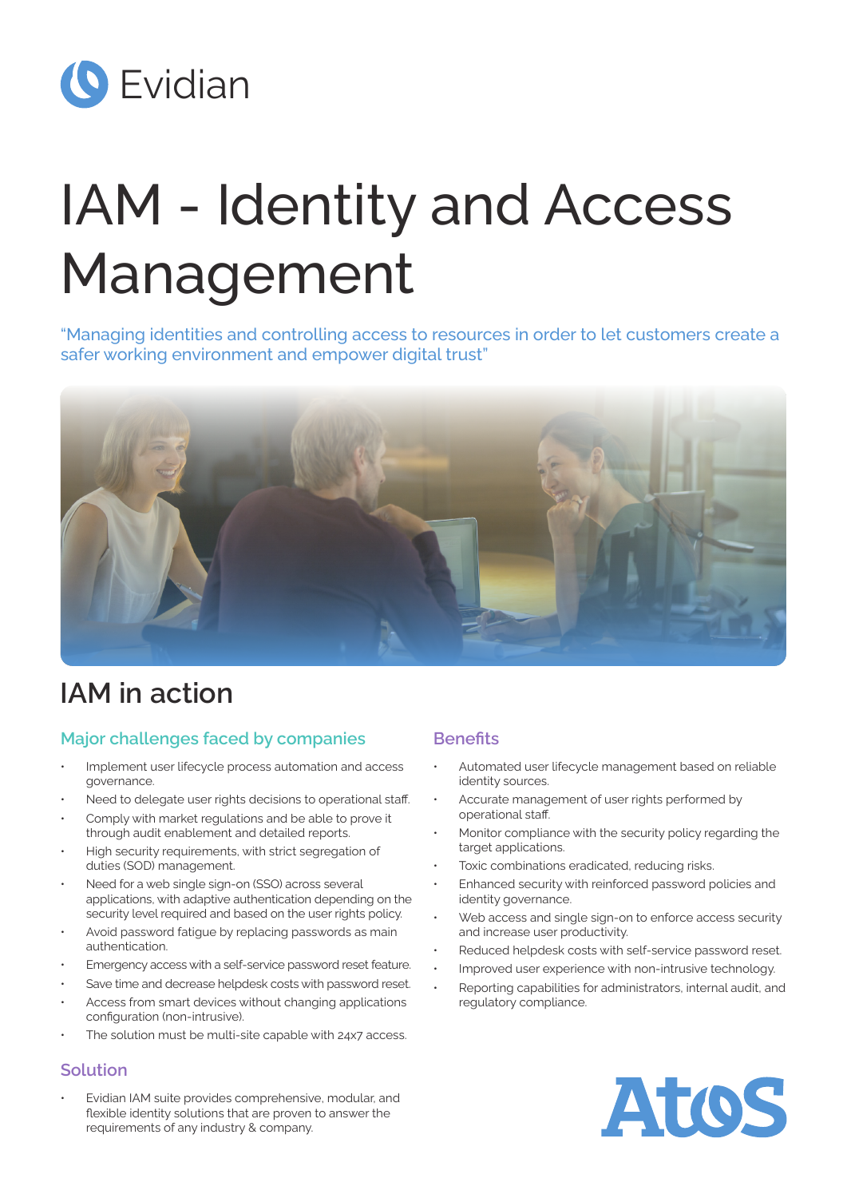Evidian

# IAM - Identity and Access Management

"Managing identities and controlling access to resources in order to let customers create a safer working environment and empower digital trust"

## IAM in action

### Major challenges faced by companies

- Implement user lifecycle process automation and access governance.
- Need to delegate user rights decisions to operational staff.
- Comply with market regulations and be able to prove it through audit enablement and detailed reports.
- High security requirements, with strict segregation of duties (SOD) management.
- Need for a web single sign-on (SSO) across several applications, with adaptive authentication depending on the security level required and based on the user rights policy.
- Avoid password fatigue by replacing passwords as main authentication.
- Emergency access with a self-service password reset feature.
- Save time and decrease helpdesk costs with password reset.
- Access from smart devices without changing applications configuration (non-intrusive).
- The solution must be multi-site capable with 24x7 access.

### Solution

- Evidian IAM suite provides comprehensive, modular, and flexible identity solutions that are proven to answer the requirements of any industry & company.

### Benefits

- Automated user lifecycle management based on reliable identity sources.
- Accurate management of user rights performed by operational staff.
- Monitor compliance with the security policy regarding the target applications.
- Toxic combinations eradicated, reducing risks.
- Enhanced security with reinforced password policies and identity governance.
- Web access and single sign-on to enforce access security and increase user productivity.
- Reduced helpdesk costs with self-service password reset.
- Improved user experience with non-intrusive technology.
- Reporting capabilities for administrators, internal audit, and regulatory compliance.

Atos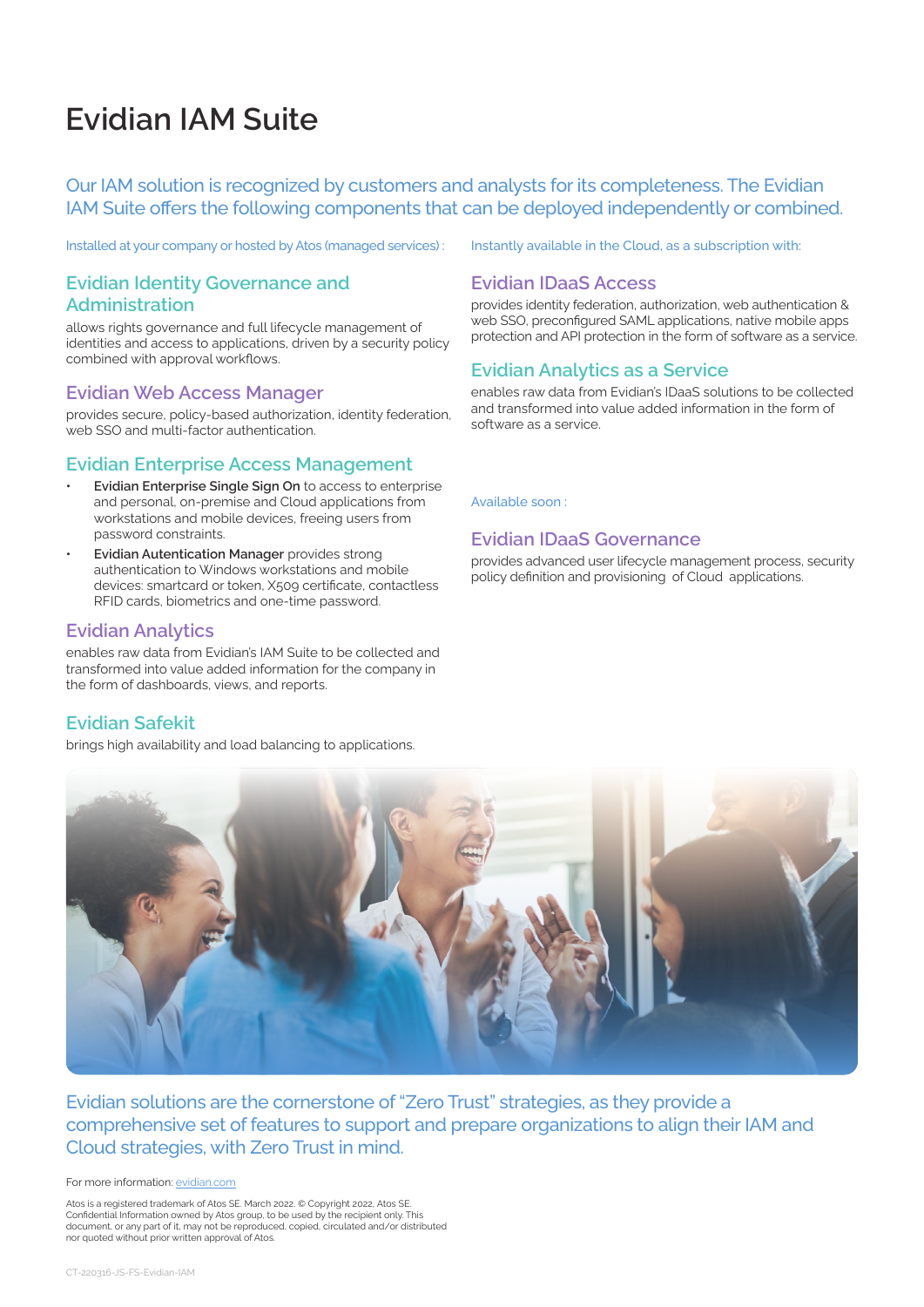# Evidian IAM Suite

Our IAM solution is recognized by customers and analysts for its completeness. The Evidian IAM Suite offers the following components that can be deployed independently or combined.

Installed at your company or hosted by Atos (managed services) :

## Evidian Identity Governance and Administration

allows rights governance and full lifecycle management of identities and access to applications, driven by a security policy combined with approval workflows.

## Evidian Web Access Manager

provides secure, policy-based authorization, identity federation, web SSO and multi-factor authentication.

## Evidian Enterprise Access Management

- **Evidian Enterprise Single Sign On** to access to enterprise and personal, on-premise and Cloud applications from workstations and mobile devices, freeing users from password constraints.
- **Evidian Autentication Manager** provides strong authentication to Windows workstations and mobile devices: smartcard or token, X509 certificate, contactless RFID cards, biometrics and one-time password.

## Evidian Analytics

enables raw data from Evidian's IAM Suite to be collected and transformed into value added information for the company in the form of dashboards, views, and reports.

## Evidian Safekit

brings high availability and load balancing to applications.

Instantly available in the Cloud, as a subscription with:

## Evidian IDaaS Access

provides identity federation, authorization, web authentication & web SSO, preconfigured SAML applications, native mobile apps protection and API protection in the form of software as a service.

## Evidian Analytics as a Service

enables raw data from Evidian's IDaaS solutions to be collected and transformed into value added information in the form of software as a service.

Available soon :

## Evidian IDaaS Governance

provides advanced user lifecycle management process, security policy definition and provisioning of Cloud applications.

Evidian solutions are the cornerstone of "Zero Trust" strategies, as they provide a comprehensive set of features to support and prepare organizations to align their IAM and Cloud strategies, with Zero Trust in mind.

For more information: evidian.com

Atos is a registered trademark of Atos SE. March 2022. © Copyright 2022, Atos SE. Confidential Information owned by Atos group, to be used by the recipient only. This document, or any part of it, may not be reproduced, copied, circulated and/or distributed nor quoted without prior written approval of Atos.

CT-220316-JS-FS-Evidian-IAM